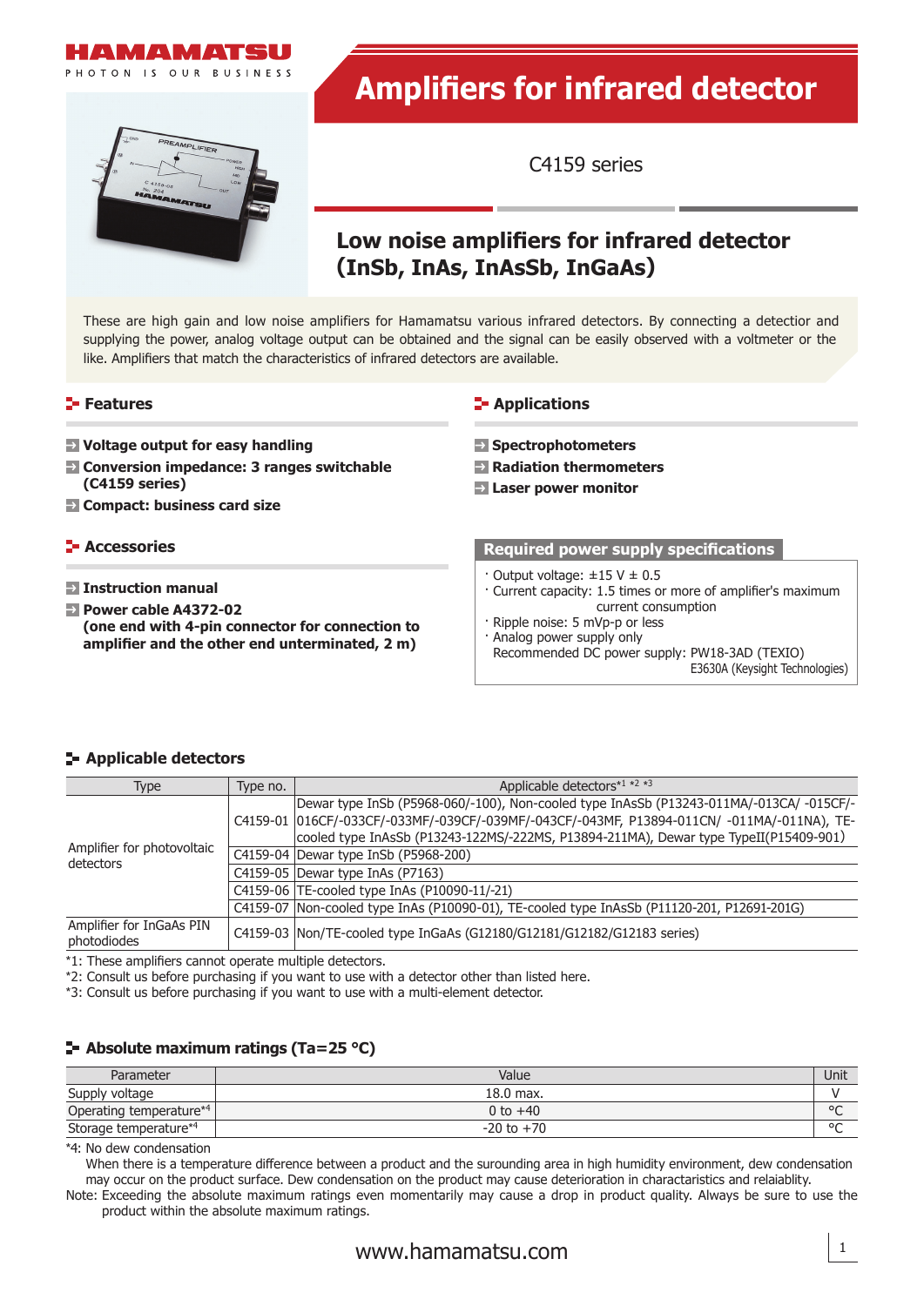# Amplifiers for infrared detector

C4159 series

## Low noise amplifiers for infrared detector (InSb, InAs, InAsSb, InGaAs)

These are high gain and low noise amplifiers for Hamamatsu various infrared detectors. By connecting a detectior and supplying the power, analog voltage output can be obtained and the signal can be easily observed with a voltmeter or the like. Amplifiers that match the characteristics of infrared detectors are available.

### Features

- **Voltage output for easy handling**
- **Conversion impedance: 3 ranges switchable (C4159 series)**
- **Compact: business card size**

### Applications

- **Spectrophotometers**
- **Radiation thermometers**
- **Laser power monitor**

### Accessories

- **Instruction manual**
- **Power cable A4372-02 (one end with 4-pin connector for connection to amplifier and the other end unterminated, 2 m)**

### Required power supply specifications

- Output voltage: ±15 V ± 0.5
- Current capacity: 1.5 times or more of amplifier's maximum current consumption
- Ripple noise: 5 mVp-p or less
- Analog power supply only
  Recommended DC power supply: PW18-3AD (TEXIO)
  E3630A (Keysight Technologies)

### Applicable detectors

| Type | Type no. | Applicable detectors*1 *2 *3 |
|---|---|---|
| Amplifier for photovoltaic detectors | C4159-01 | Dewar type InSb (P5968-060/-100), Non-cooled type InAsSb (P13243-011MA/-013CA/ -015CF/-016CF/-033CF/-033MF/-039CF/-039MF/-043CF/-043MF, P13894-011CN/ -011MA/-011NA), TE-cooled type InAsSb (P13243-122MS/-222MS, P13894-211MA), Dewar type TypeII(P15409-901) |
| | C4159-04 | Dewar type InSb (P5968-200) |
| | C4159-05 | Dewar type InAs (P7163) |
| | C4159-06 | TE-cooled type InAs (P10090-11/-21) |
| | C4159-07 | Non-cooled type InAs (P10090-01), TE-cooled type InAsSb (P11120-201, P12691-201G) |
| Amplifier for InGaAs PIN photodiodes | C4159-03 | Non/TE-cooled type InGaAs (G12180/G12181/G12182/G12183 series) |

*1: These amplifiers cannot operate multiple detectors.
*2: Consult us before purchasing if you want to use with a detector other than listed here.
*3: Consult us before purchasing if you want to use with a multi-element detector.

### Absolute maximum ratings (Ta=25 °C)

| Parameter | Value | Unit |
|---|---|---|
| Supply voltage | 18.0 max. | V |
| Operating temperature*4 | 0 to +40 | °C |
| Storage temperature*4 | -20 to +70 | °C |

*4: No dew condensation
When there is a temperature difference between a product and the surounding area in high humidity environment, dew condensation may occur on the product surface. Dew condensation on the product may cause deterioration in charactaristics and relaiablity.

Note: Exceeding the absolute maximum ratings even momentarily may cause a drop in product quality. Always be sure to use the product within the absolute maximum ratings.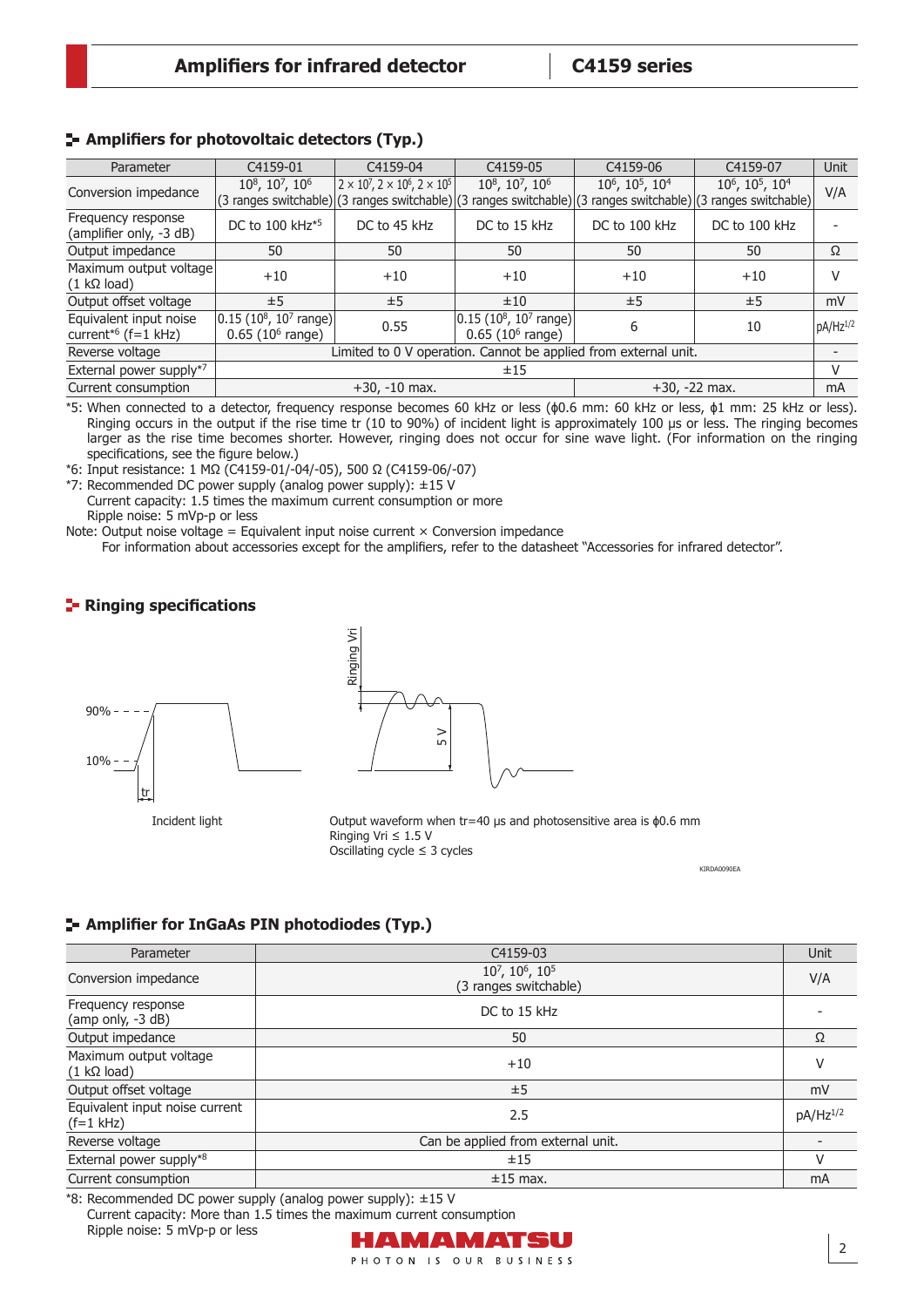## Amplifiers for photovoltaic detectors (Typ.)

| Parameter | C4159-01 | C4159-04 | C4159-05 | C4159-06 | C4159-07 | Unit |
|---|---|---|---|---|---|---|
| Conversion impedance | $10^8$, $10^7$, $10^6$ (3 ranges switchable) | $2 \times 10^7$, $2 \times 10^6$, $2 \times 10^5$ (3 ranges switchable) | $10^8$, $10^7$, $10^6$ (3 ranges switchable) | $10^6$, $10^5$, $10^4$ (3 ranges switchable) | $10^6$, $10^5$, $10^4$ (3 ranges switchable) | V/A |
| Frequency response (amplifier only, -3 dB) | DC to 100 kHz*5 | DC to 45 kHz | DC to 15 kHz | DC to 100 kHz | DC to 100 kHz | - |
| Output impedance | 50 | 50 | 50 | 50 | 50 | Ω |
| Maximum output voltage (1 kΩ load) | +10 | +10 | +10 | +10 | +10 | V |
| Output offset voltage | ±5 | ±5 | ±10 | ±5 | ±5 | mV |
| Equivalent input noise current*6 (f=1 kHz) | 0.15 ($10^8$, $10^7$ range) 0.65 ($10^6$ range) | 0.55 | 0.15 ($10^8$, $10^7$ range) 0.65 ($10^6$ range) | 6 | 10 | $pA/Hz^{1/2}$ |
| Reverse voltage | Limited to 0 V operation. Cannot be applied from external unit. | | | | | - |
| External power supply*7 | ±15 | | | | | V |
| Current consumption | +30, -10 max. | | | +30, -22 max. | | mA |

*5: When connected to a detector, frequency response becomes 60 kHz or less (ϕ0.6 mm: 60 kHz or less, ϕ1 mm: 25 kHz or less). Ringing occurs in the output if the rise time tr (10 to 90%) of incident light is approximately 100 µs or less. The ringing becomes larger as the rise time becomes shorter. However, ringing does not occur for sine wave light. (For information on the ringing specifications, see the figure below.)

*6: Input resistance: 1 MΩ (C4159-01/-04/-05), 500 Ω (C4159-06/-07)

*7: Recommended DC power supply (analog power supply): ±15 V
Current capacity: 1.5 times the maximum current consumption or more
Ripple noise: 5 mVp-p or less

Note: Output noise voltage = Equivalent input noise current × Conversion impedance
For information about accessories except for the amplifiers, refer to the datasheet "Accessories for infrared detector".

## Ringing specifications

90%
10%
tr
Incident light

Ringing Vri
5 V

Output waveform when tr=40 µs and photosensitive area is ϕ0.6 mm
Ringing Vri ≤ 1.5 V
Oscillating cycle ≤ 3 cycles

KIRDA0090EA

## Amplifier for InGaAs PIN photodiodes (Typ.)

| Parameter | C4159-03 | Unit |
|---|---|---|
| Conversion impedance | $10^7$, $10^6$, $10^5$ (3 ranges switchable) | V/A |
| Frequency response (amp only, -3 dB) | DC to 15 kHz | - |
| Output impedance | 50 | Ω |
| Maximum output voltage (1 kΩ load) | +10 | V |
| Output offset voltage | ±5 | mV |
| Equivalent input noise current (f=1 kHz) | 2.5 | $pA/Hz^{1/2}$ |
| Reverse voltage | Can be applied from external unit. | - |
| External power supply*8 | ±15 | V |
| Current consumption | ±15 max. | mA |

*8: Recommended DC power supply (analog power supply): ±15 V
Current capacity: More than 1.5 times the maximum current consumption
Ripple noise: 5 mVp-p or less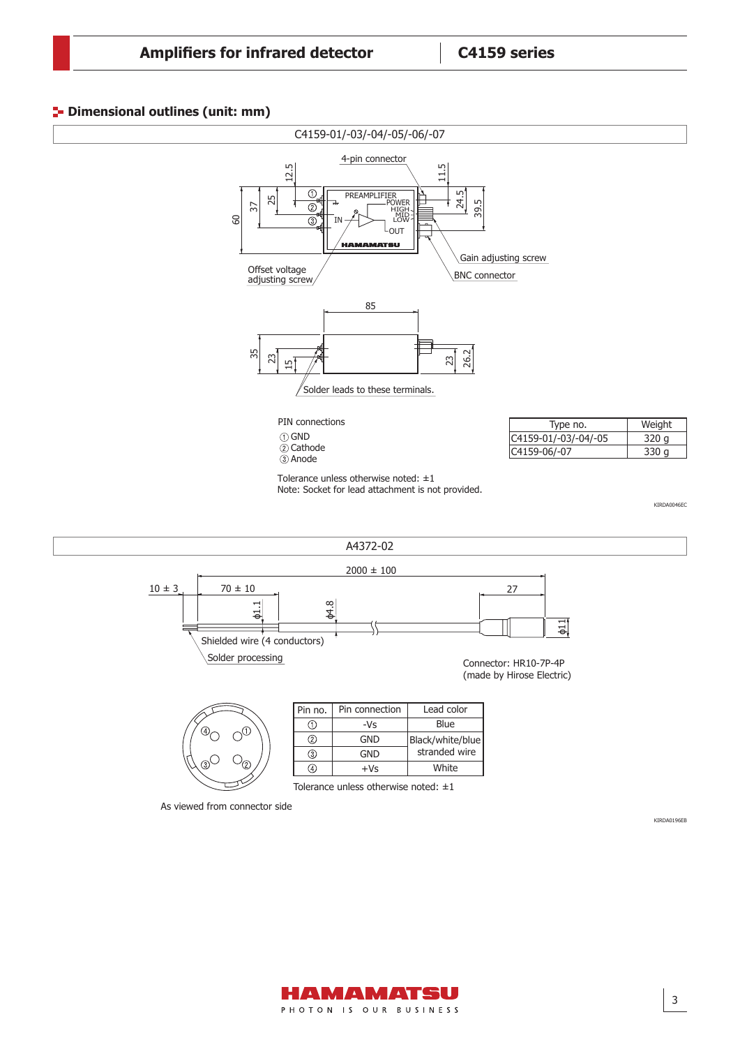## Dimensional outlines (unit: mm)

### C4159-01/-03/-04/-05/-06/-07

4-pin connector

PREAMPLIFIER POWER HIGH MID LOW IN OUT

HAMAMATSU

Offset voltage adjusting screw

Gain adjusting screw

BNC connector

Solder leads to these terminals.

PIN connections
① GND
② Cathode
③ Anode

| Type no. | Weight |
|---|---|
| C4159-01/-03/-04/-05 | 320 g |
| C4159-06/-07 | 330 g |

Tolerance unless otherwise noted: ±1
Note: Socket for lead attachment is not provided.

KIRDA0046EC

### A4372-02

Shielded wire (4 conductors)

Solder processing

Connector: HR10-7P-4P
(made by Hirose Electric)

| Pin no. | Pin connection | Lead color |
|---|---|---|
| ① | -Vs | Blue |
| ② | GND | Black/white/blue stranded wire |
| ③ | GND | |
| ④ | +Vs | White |

Tolerance unless otherwise noted: ±1

As viewed from connector side

KIRDA0196EB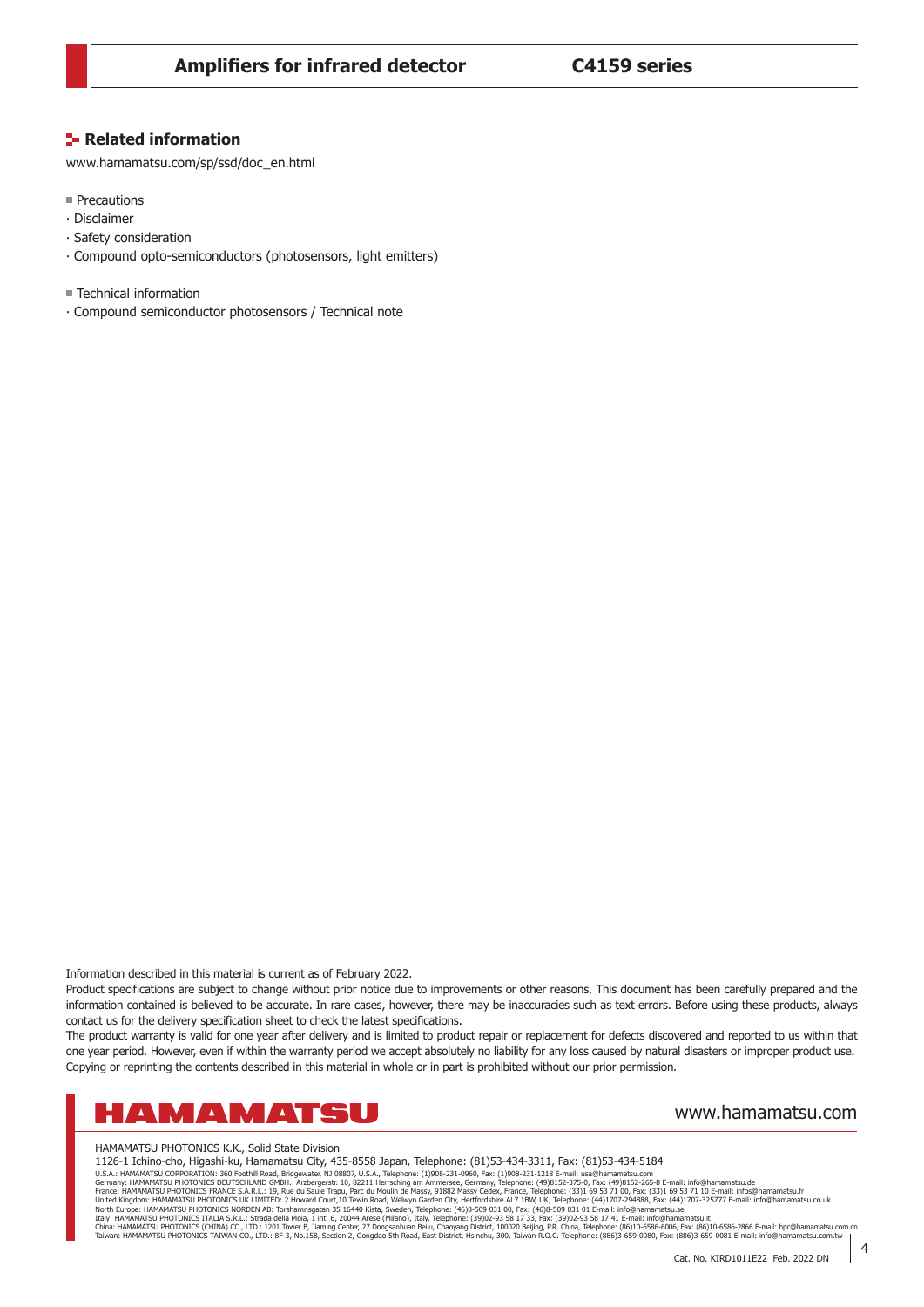## Related information

www.hamamatsu.com/sp/ssd/doc_en.html

- Precautions
- · Disclaimer
- · Safety consideration
- · Compound opto-semiconductors (photosensors, light emitters)

- Technical information
- · Compound semiconductor photosensors / Technical note

Information described in this material is current as of February 2022.

Product specifications are subject to change without prior notice due to improvements or other reasons. This document has been carefully prepared and the information contained is believed to be accurate. In rare cases, however, there may be inaccuracies such as text errors. Before using these products, always contact us for the delivery specification sheet to check the latest specifications.

The product warranty is valid for one year after delivery and is limited to product repair or replacement for defects discovered and reported to us within that one year period. However, even if within the warranty period we accept absolutely no liability for any loss caused by natural disasters or improper product use. Copying or reprinting the contents described in this material in whole or in part is prohibited without our prior permission.

HAMAMATSU

www.hamamatsu.com

HAMAMATSU PHOTONICS K.K., Solid State Division

1126-1 Ichino-cho, Higashi-ku, Hamamatsu City, 435-8558 Japan, Telephone: (81)53-434-3311, Fax: (81)53-434-5184

U.S.A.: HAMAMATSU CORPORATION: 360 Foothill Road, Bridgewater, NJ 08807, U.S.A., Telephone: (1)908-231-0960, Fax: (1)908-231-1218 E-mail: usa@hamamatsu.com
Germany: HAMAMATSU PHOTONICS DEUTSCHLAND GMBH.: Arzbergerstr. 10, 82211 Herrsching am Ammersee, Germany, Telephone: (49)8152-375-0, Fax: (49)8152-265-8 E-mail: info@hamamatsu.de
France: HAMAMATSU PHOTONICS FRANCE S.A.R.L.: 19, Rue du Saule Trapu, Parc du Moulin de Massy, 91882 Massy Cedex, France, Telephone: (33)1 69 53 71 00, Fax: (33)1 69 53 71 10 E-mail: infos@hamamatsu.fr
United Kingdom: HAMAMATSU PHOTONICS UK LIMITED: 2 Howard Court,10 Tewin Road, Welwyn Garden City, Hertfordshire AL7 1BW, UK, Telephone: (44)1707-294888, Fax: (44)1707-325777 E-mail: info@hamamatsu.co.uk
North Europe: HAMAMATSU PHOTONICS NORDEN AB: Torshamnsgatan 35 16440 Kista, Sweden, Telephone: (46)8-509 031 00, Fax: (46)8-509 031 01 E-mail: info@hamamatsu.se
Italy: HAMAMATSU PHOTONICS ITALIA S.R.L.: Strada della Moia, 1 int. 6, 20044 Arese (Milano), Italy, Telephone: (39)02-93 58 17 33, Fax: (39)02-93 58 17 41 E-mail: info@hamamatsu.it
China: HAMAMATSU PHOTONICS (CHINA) CO., LTD.: 1201 Tower B, Jiaming Center, 27 Dongsanhuan Beilu, Chaoyang District, 100020 Beijing, P.R. China, Telephone: (86)10-6586-6006, Fax: (86)10-6586-2866 E-mail: hpc@hamamatsu.com.cn
Taiwan: HAMAMATSU PHOTONICS TAIWAN CO., LTD.: 8F-3, No.158, Section 2, Gongdao 5th Road, East District, Hsinchu, 300, Taiwan R.O.C. Telephone: (886)3-659-0080, Fax: (886)3-659-0081 E-mail: info@hamamatsu.com.tw

Cat. No. KIRD1011E22 Feb. 2022 DN